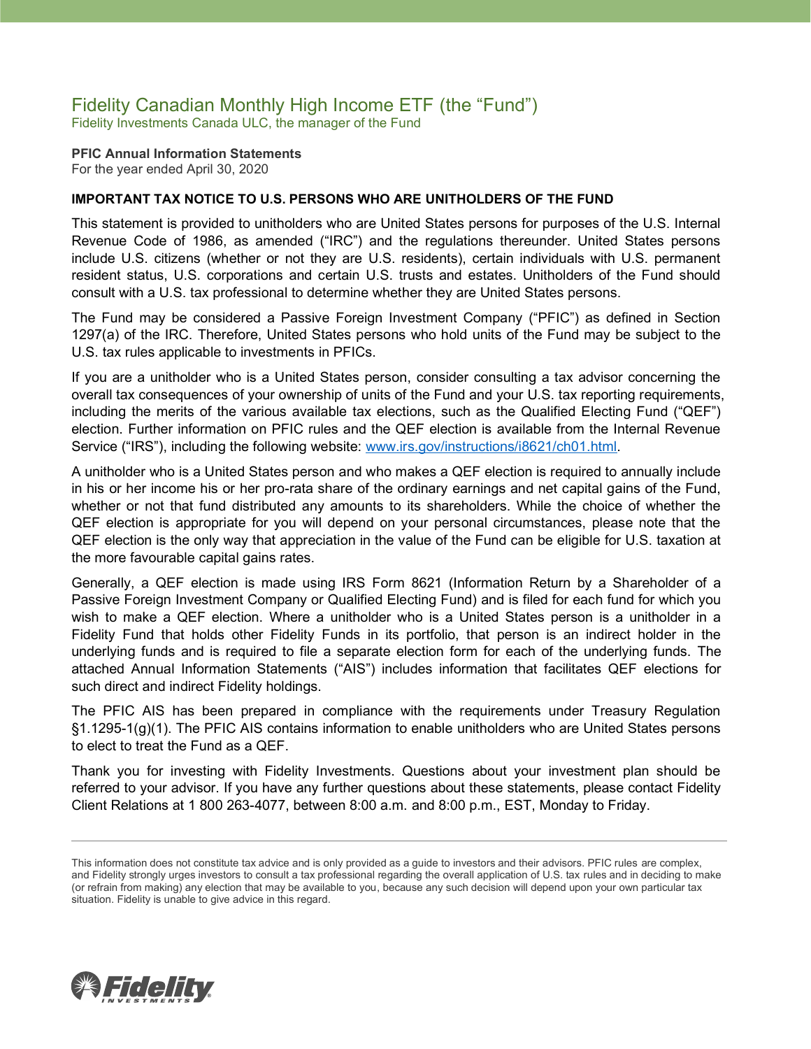# Fidelity Canadian Monthly High Income ETF (the "Fund")

Fidelity Investments Canada ULC, the manager of the Fund

**PFIC Annual Information Statements**
For the year ended April 30, 2020

**IMPORTANT TAX NOTICE TO U.S. PERSONS WHO ARE UNITHOLDERS OF THE FUND**

This statement is provided to unitholders who are United States persons for purposes of the U.S. Internal Revenue Code of 1986, as amended ("IRC") and the regulations thereunder. United States persons include U.S. citizens (whether or not they are U.S. residents), certain individuals with U.S. permanent resident status, U.S. corporations and certain U.S. trusts and estates. Unitholders of the Fund should consult with a U.S. tax professional to determine whether they are United States persons.

The Fund may be considered a Passive Foreign Investment Company ("PFIC") as defined in Section 1297(a) of the IRC. Therefore, United States persons who hold units of the Fund may be subject to the U.S. tax rules applicable to investments in PFICs.

If you are a unitholder who is a United States person, consider consulting a tax advisor concerning the overall tax consequences of your ownership of units of the Fund and your U.S. tax reporting requirements, including the merits of the various available tax elections, such as the Qualified Electing Fund ("QEF") election. Further information on PFIC rules and the QEF election is available from the Internal Revenue Service ("IRS"), including the following website: [www.irs.gov/instructions/i8621/ch01.html](http://www.irs.gov/instructions/i8621/ch01.html).

A unitholder who is a United States person and who makes a QEF election is required to annually include in his or her income his or her pro-rata share of the ordinary earnings and net capital gains of the Fund, whether or not that fund distributed any amounts to its shareholders. While the choice of whether the QEF election is appropriate for you will depend on your personal circumstances, please note that the QEF election is the only way that appreciation in the value of the Fund can be eligible for U.S. taxation at the more favourable capital gains rates.

Generally, a QEF election is made using IRS Form 8621 (Information Return by a Shareholder of a Passive Foreign Investment Company or Qualified Electing Fund) and is filed for each fund for which you wish to make a QEF election. Where a unitholder who is a United States person is a unitholder in a Fidelity Fund that holds other Fidelity Funds in its portfolio, that person is an indirect holder in the underlying funds and is required to file a separate election form for each of the underlying funds. The attached Annual Information Statements ("AIS") includes information that facilitates QEF elections for such direct and indirect Fidelity holdings.

The PFIC AIS has been prepared in compliance with the requirements under Treasury Regulation §1.1295-1(g)(1). The PFIC AIS contains information to enable unitholders who are United States persons to elect to treat the Fund as a QEF.

Thank you for investing with Fidelity Investments. Questions about your investment plan should be referred to your advisor. If you have any further questions about these statements, please contact Fidelity Client Relations at 1 800 263-4077, between 8:00 a.m. and 8:00 p.m., EST, Monday to Friday.

---

This information does not constitute tax advice and is only provided as a guide to investors and their advisors. PFIC rules are complex, and Fidelity strongly urges investors to consult a tax professional regarding the overall application of U.S. tax rules and in deciding to make (or refrain from making) any election that may be available to you, because any such decision will depend upon your own particular tax situation. Fidelity is unable to give advice in this regard.

Fidelity INVESTMENTS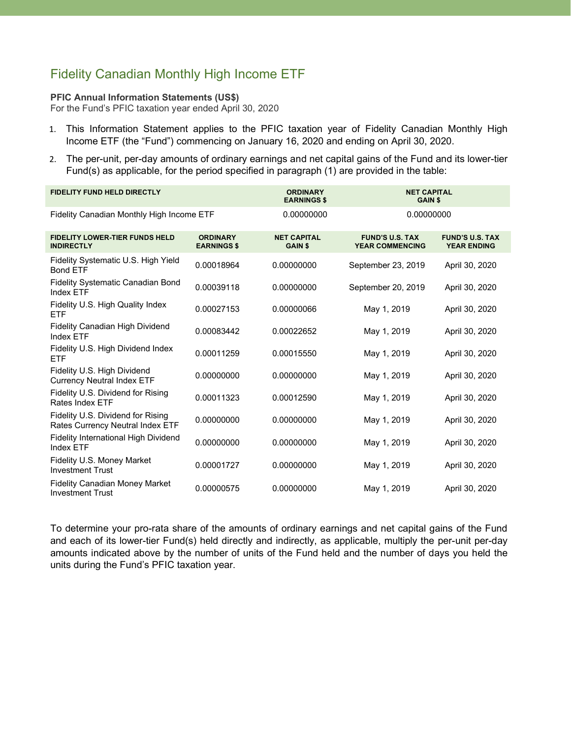# Fidelity Canadian Monthly High Income ETF

**PFIC Annual Information Statements (US$)**

For the Fund's PFIC taxation year ended April 30, 2020

1. This Information Statement applies to the PFIC taxation year of Fidelity Canadian Monthly High Income ETF (the "Fund") commencing on January 16, 2020 and ending on April 30, 2020.
2. The per-unit, per-day amounts of ordinary earnings and net capital gains of the Fund and its lower-tier Fund(s) as applicable, for the period specified in paragraph (1) are provided in the table:

| FIDELITY FUND HELD DIRECTLY | ORDINARY EARNINGS $ | NET CAPITAL GAIN $ |
|---|---|---|
| Fidelity Canadian Monthly High Income ETF | 0.00000000 | 0.00000000 |

| FIDELITY LOWER-TIER FUNDS HELD INDIRECTLY | ORDINARY EARNINGS $ | NET CAPITAL GAIN $ | FUND'S U.S. TAX YEAR COMMENCING | FUND'S U.S. TAX YEAR ENDING |
|---|---|---|---|---|
| Fidelity Systematic U.S. High Yield Bond ETF | 0.00018964 | 0.00000000 | September 23, 2019 | April 30, 2020 |
| Fidelity Systematic Canadian Bond Index ETF | 0.00039118 | 0.00000000 | September 20, 2019 | April 30, 2020 |
| Fidelity U.S. High Quality Index ETF | 0.00027153 | 0.00000066 | May 1, 2019 | April 30, 2020 |
| Fidelity Canadian High Dividend Index ETF | 0.00083442 | 0.00022652 | May 1, 2019 | April 30, 2020 |
| Fidelity U.S. High Dividend Index ETF | 0.00011259 | 0.00015550 | May 1, 2019 | April 30, 2020 |
| Fidelity U.S. High Dividend Currency Neutral Index ETF | 0.00000000 | 0.00000000 | May 1, 2019 | April 30, 2020 |
| Fidelity U.S. Dividend for Rising Rates Index ETF | 0.00011323 | 0.00012590 | May 1, 2019 | April 30, 2020 |
| Fidelity U.S. Dividend for Rising Rates Currency Neutral Index ETF | 0.00000000 | 0.00000000 | May 1, 2019 | April 30, 2020 |
| Fidelity International High Dividend Index ETF | 0.00000000 | 0.00000000 | May 1, 2019 | April 30, 2020 |
| Fidelity U.S. Money Market Investment Trust | 0.00001727 | 0.00000000 | May 1, 2019 | April 30, 2020 |
| Fidelity Canadian Money Market Investment Trust | 0.00000575 | 0.00000000 | May 1, 2019 | April 30, 2020 |

To determine your pro-rata share of the amounts of ordinary earnings and net capital gains of the Fund and each of its lower-tier Fund(s) held directly and indirectly, as applicable, multiply the per-unit per-day amounts indicated above by the number of units of the Fund held and the number of days you held the units during the Fund's PFIC taxation year.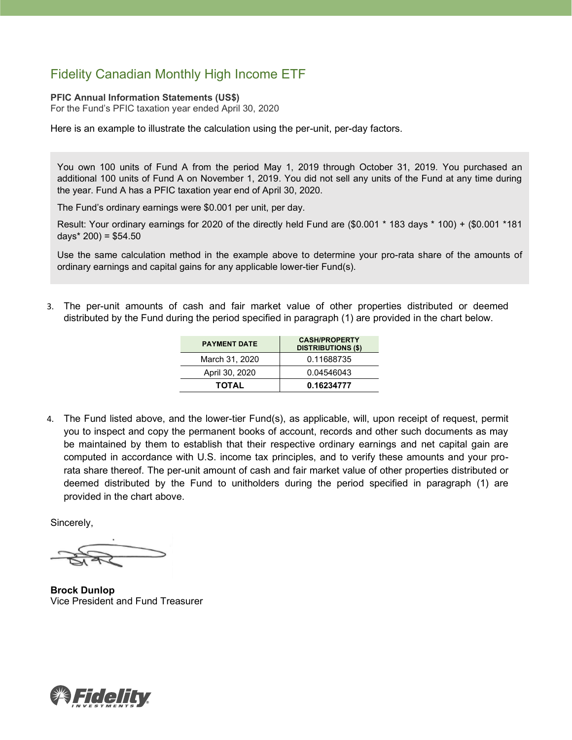## Fidelity Canadian Monthly High Income ETF

**PFIC Annual Information Statements (US$)**
For the Fund's PFIC taxation year ended April 30, 2020

Here is an example to illustrate the calculation using the per-unit, per-day factors.

> You own 100 units of Fund A from the period May 1, 2019 through October 31, 2019. You purchased an additional 100 units of Fund A on November 1, 2019. You did not sell any units of the Fund at any time during the year. Fund A has a PFIC taxation year end of April 30, 2020.
>
> The Fund's ordinary earnings were $0.001 per unit, per day.
>
> Result: Your ordinary earnings for 2020 of the directly held Fund are ($0.001 * 183 days * 100) + ($0.001 *181 days* 200) = $54.50
>
> Use the same calculation method in the example above to determine your pro-rata share of the amounts of ordinary earnings and capital gains for any applicable lower-tier Fund(s).

3. The per-unit amounts of cash and fair market value of other properties distributed or deemed distributed by the Fund during the period specified in paragraph (1) are provided in the chart below.

| PAYMENT DATE | CASH/PROPERTY DISTRIBUTIONS ($) |
|---|---|
| March 31, 2020 | 0.11688735 |
| April 30, 2020 | 0.04546043 |
| **TOTAL** | **0.16234777** |

4. The Fund listed above, and the lower-tier Fund(s), as applicable, will, upon receipt of request, permit you to inspect and copy the permanent books of account, records and other such documents as may be maintained by them to establish that their respective ordinary earnings and net capital gain are computed in accordance with U.S. income tax principles, and to verify these amounts and your pro-rata share thereof. The per-unit amount of cash and fair market value of other properties distributed or deemed distributed by the Fund to unitholders during the period specified in paragraph (1) are provided in the chart above.

Sincerely,

**Brock Dunlop**
Vice President and Fund Treasurer